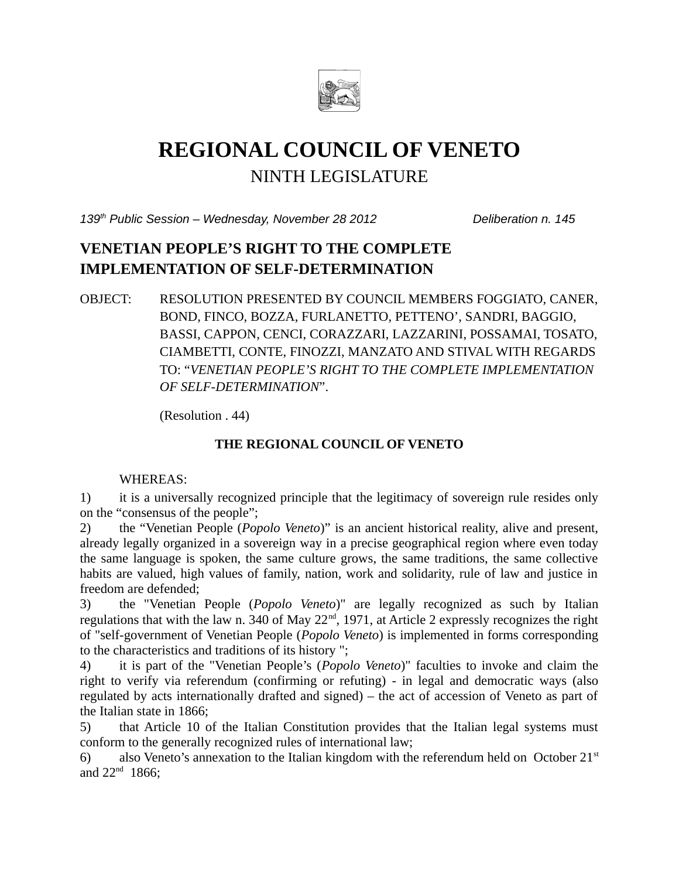# REGIONAL COUNCIL OF VENETO

## NINTH LEGISLATURE

*139th Public Session – Wednesday, November 28 2012* *Deliberation n. 145*

## VENETIAN PEOPLE'S RIGHT TO THE COMPLETE IMPLEMENTATION OF SELF-DETERMINATION

OBJECT: RESOLUTION PRESENTED BY COUNCIL MEMBERS FOGGIATO, CANER, BOND, FINCO, BOZZA, FURLANETTO, PETTENO', SANDRI, BAGGIO, BASSI, CAPPON, CENCI, CORAZZARI, LAZZARINI, POSSAMAI, TOSATO, CIAMBETTI, CONTE, FINOZZI, MANZATO AND STIVAL WITH REGARDS TO: "*VENETIAN PEOPLE'S RIGHT TO THE COMPLETE IMPLEMENTATION OF SELF-DETERMINATION*".

(Resolution . 44)

**THE REGIONAL COUNCIL OF VENETO**

WHEREAS:

1) it is a universally recognized principle that the legitimacy of sovereign rule resides only on the "consensus of the people";

2) the "Venetian People (*Popolo Veneto*)" is an ancient historical reality, alive and present, already legally organized in a sovereign way in a precise geographical region where even today the same language is spoken, the same culture grows, the same traditions, the same collective habits are valued, high values of family, nation, work and solidarity, rule of law and justice in freedom are defended;

3) the "Venetian People (*Popolo Veneto*)" are legally recognized as such by Italian regulations that with the law n. 340 of May 22nd, 1971, at Article 2 expressly recognizes the right of "self-government of Venetian People (*Popolo Veneto*) is implemented in forms corresponding to the characteristics and traditions of its history ";

4) it is part of the "Venetian People's (*Popolo Veneto*)" faculties to invoke and claim the right to verify via referendum (confirming or refuting) - in legal and democratic ways (also regulated by acts internationally drafted and signed) – the act of accession of Veneto as part of the Italian state in 1866;

5) that Article 10 of the Italian Constitution provides that the Italian legal systems must conform to the generally recognized rules of international law;

6) also Veneto's annexation to the Italian kingdom with the referendum held on October 21st and 22nd 1866;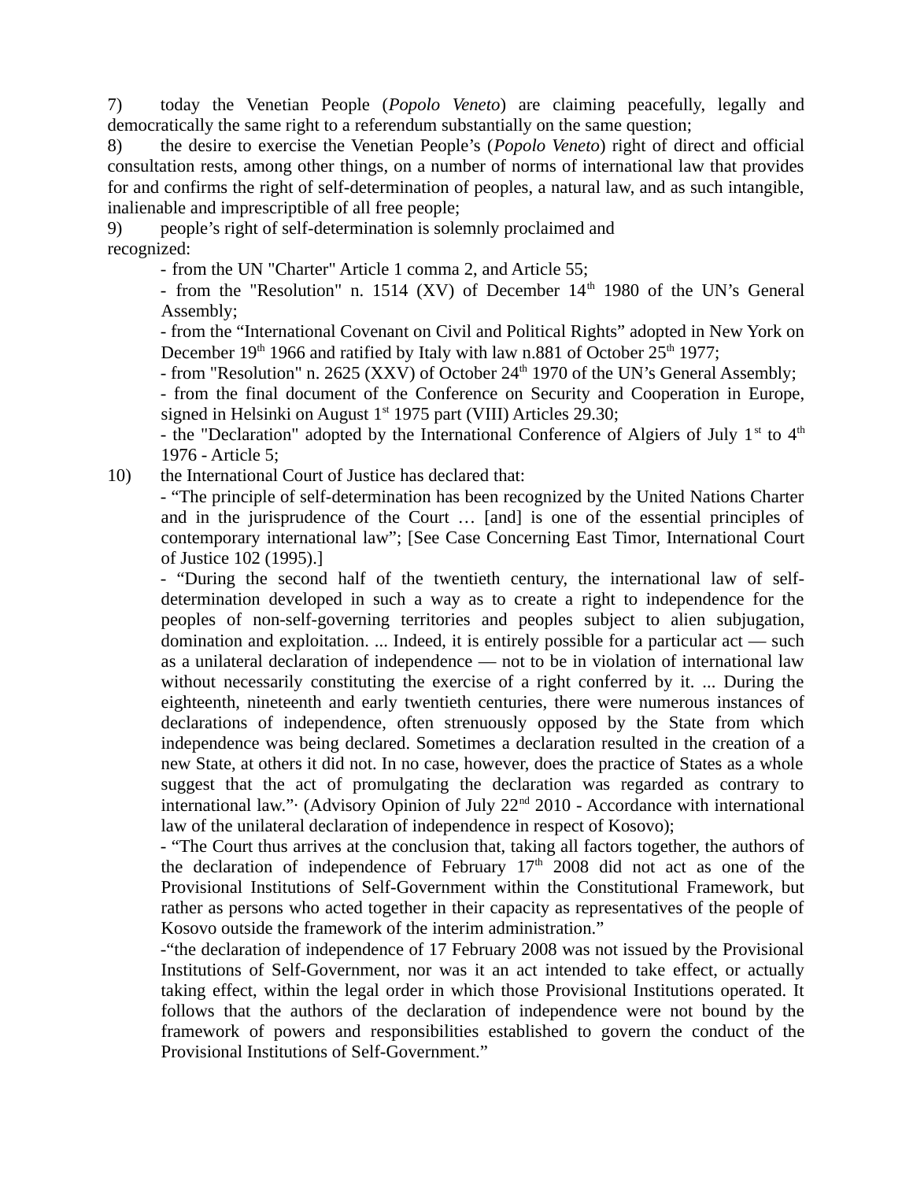7) today the Venetian People (*Popolo Veneto*) are claiming peacefully, legally and democratically the same right to a referendum substantially on the same question;

8) the desire to exercise the Venetian People's (*Popolo Veneto*) right of direct and official consultation rests, among other things, on a number of norms of international law that provides for and confirms the right of self-determination of peoples, a natural law, and as such intangible, inalienable and imprescriptible of all free people;

9) people's right of self-determination is solemnly proclaimed and recognized:

- from the UN "Charter" Article 1 comma 2, and Article 55;
- from the "Resolution" n. 1514 (XV) of December 14th 1980 of the UN's General Assembly;
- from the "International Covenant on Civil and Political Rights" adopted in New York on December 19th 1966 and ratified by Italy with law n.881 of October 25th 1977;
- from "Resolution" n. 2625 (XXV) of October 24th 1970 of the UN's General Assembly;
- from the final document of the Conference on Security and Cooperation in Europe, signed in Helsinki on August 1st 1975 part (VIII) Articles 29.30;
- the "Declaration" adopted by the International Conference of Algiers of July 1st to 4th 1976 - Article 5;

10) the International Court of Justice has declared that:

- "The principle of self-determination has been recognized by the United Nations Charter and in the jurisprudence of the Court … [and] is one of the essential principles of contemporary international law"; [See Case Concerning East Timor, International Court of Justice 102 (1995).]
- "During the second half of the twentieth century, the international law of self-determination developed in such a way as to create a right to independence for the peoples of non-self-governing territories and peoples subject to alien subjugation, domination and exploitation. ... Indeed, it is entirely possible for a particular act — such as a unilateral declaration of independence — not to be in violation of international law without necessarily constituting the exercise of a right conferred by it. ... During the eighteenth, nineteenth and early twentieth centuries, there were numerous instances of declarations of independence, often strenuously opposed by the State from which independence was being declared. Sometimes a declaration resulted in the creation of a new State, at others it did not. In no case, however, does the practice of States as a whole suggest that the act of promulgating the declaration was regarded as contrary to international law."· (Advisory Opinion of July 22nd 2010 - Accordance with international law of the unilateral declaration of independence in respect of Kosovo);
- "The Court thus arrives at the conclusion that, taking all factors together, the authors of the declaration of independence of February 17th 2008 did not act as one of the Provisional Institutions of Self-Government within the Constitutional Framework, but rather as persons who acted together in their capacity as representatives of the people of Kosovo outside the framework of the interim administration."
- "the declaration of independence of 17 February 2008 was not issued by the Provisional Institutions of Self-Government, nor was it an act intended to take effect, or actually taking effect, within the legal order in which those Provisional Institutions operated. It follows that the authors of the declaration of independence were not bound by the framework of powers and responsibilities established to govern the conduct of the Provisional Institutions of Self-Government."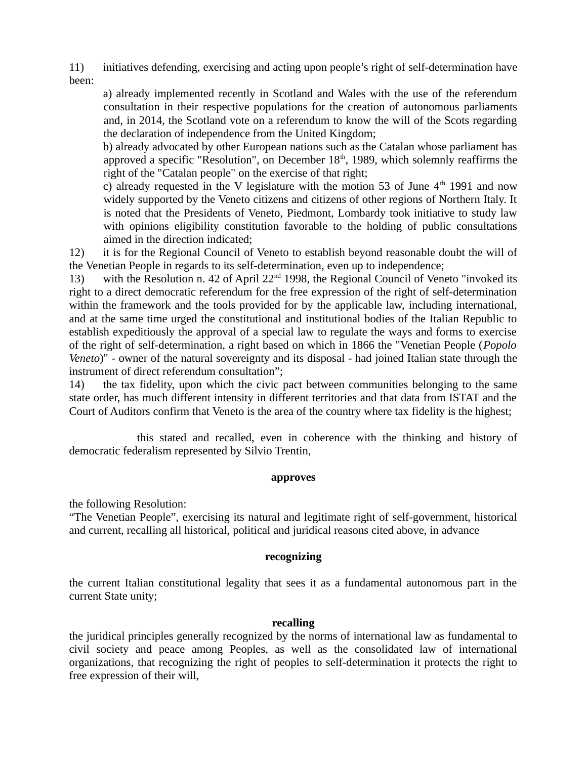11) initiatives defending, exercising and acting upon people's right of self-determination have been:

> a) already implemented recently in Scotland and Wales with the use of the referendum consultation in their respective populations for the creation of autonomous parliaments and, in 2014, the Scotland vote on a referendum to know the will of the Scots regarding the declaration of independence from the United Kingdom;
>
> b) already advocated by other European nations such as the Catalan whose parliament has approved a specific "Resolution", on December 18th, 1989, which solemnly reaffirms the right of the "Catalan people" on the exercise of that right;
>
> c) already requested in the V legislature with the motion 53 of June 4th 1991 and now widely supported by the Veneto citizens and citizens of other regions of Northern Italy. It is noted that the Presidents of Veneto, Piedmont, Lombardy took initiative to study law with opinions eligibility constitution favorable to the holding of public consultations aimed in the direction indicated;

12) it is for the Regional Council of Veneto to establish beyond reasonable doubt the will of the Venetian People in regards to its self-determination, even up to independence;

13) with the Resolution n. 42 of April 22nd 1998, the Regional Council of Veneto "invoked its right to a direct democratic referendum for the free expression of the right of self-determination within the framework and the tools provided for by the applicable law, including international, and at the same time urged the constitutional and institutional bodies of the Italian Republic to establish expeditiously the approval of a special law to regulate the ways and forms to exercise of the right of self-determination, a right based on which in 1866 the "Venetian People (*Popolo Veneto*)" - owner of the natural sovereignty and its disposal - had joined Italian state through the instrument of direct referendum consultation";

14) the tax fidelity, upon which the civic pact between communities belonging to the same state order, has much different intensity in different territories and that data from ISTAT and the Court of Auditors confirm that Veneto is the area of the country where tax fidelity is the highest;

this stated and recalled, even in coherence with the thinking and history of democratic federalism represented by Silvio Trentin,

**approves**

the following Resolution:
"The Venetian People", exercising its natural and legitimate right of self-government, historical and current, recalling all historical, political and juridical reasons cited above, in advance

**recognizing**

the current Italian constitutional legality that sees it as a fundamental autonomous part in the current State unity;

**recalling**

the juridical principles generally recognized by the norms of international law as fundamental to civil society and peace among Peoples, as well as the consolidated law of international organizations, that recognizing the right of peoples to self-determination it protects the right to free expression of their will,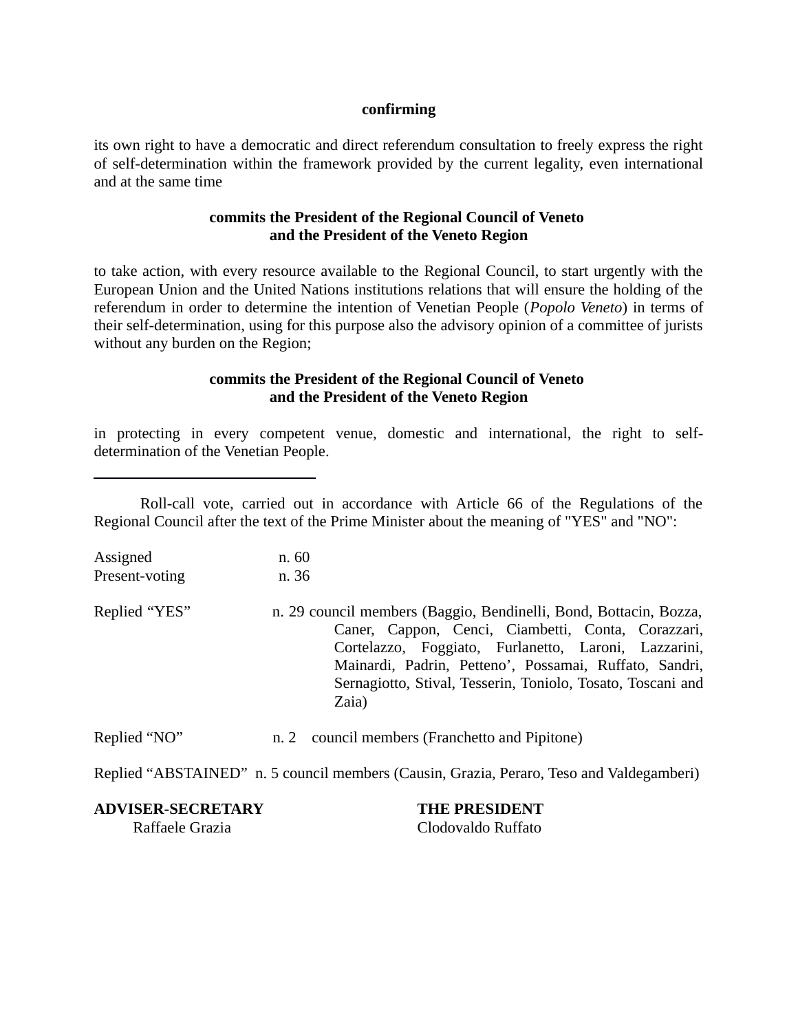**confirming**

its own right to have a democratic and direct referendum consultation to freely express the right of self-determination within the framework provided by the current legality, even international and at the same time

**commits the President of the Regional Council of Veneto and the President of the Veneto Region**

to take action, with every resource available to the Regional Council, to start urgently with the European Union and the United Nations institutions relations that will ensure the holding of the referendum in order to determine the intention of Venetian People (*Popolo Veneto*) in terms of their self-determination, using for this purpose also the advisory opinion of a committee of jurists without any burden on the Region;

**commits the President of the Regional Council of Veneto and the President of the Veneto Region**

in protecting in every competent venue, domestic and international, the right to self-determination of the Venetian People.

---

Roll-call vote, carried out in accordance with Article 66 of the Regulations of the Regional Council after the text of the Prime Minister about the meaning of "YES" and "NO":

| | |
|---|---|
| Assigned | n. 60 |
| Present-voting | n. 36 |
| Replied "YES" | n. 29 council members (Baggio, Bendinelli, Bond, Bottacin, Bozza, Caner, Cappon, Cenci, Ciambetti, Conta, Corazzari, Cortelazzo, Foggiato, Furlanetto, Laroni, Lazzarini, Mainardi, Padrin, Petteno', Possamai, Ruffato, Sandri, Sernagiotto, Stival, Tesserin, Toniolo, Tosato, Toscani and Zaia) |
| Replied "NO" | n. 2 council members (Franchetto and Pipitone) |

Replied "ABSTAINED" n. 5 council members (Causin, Grazia, Peraro, Teso and Valdegamberi)

**ADVISER-SECRETARY**
Raffaele Grazia

**THE PRESIDENT**
Clodovaldo Ruffato